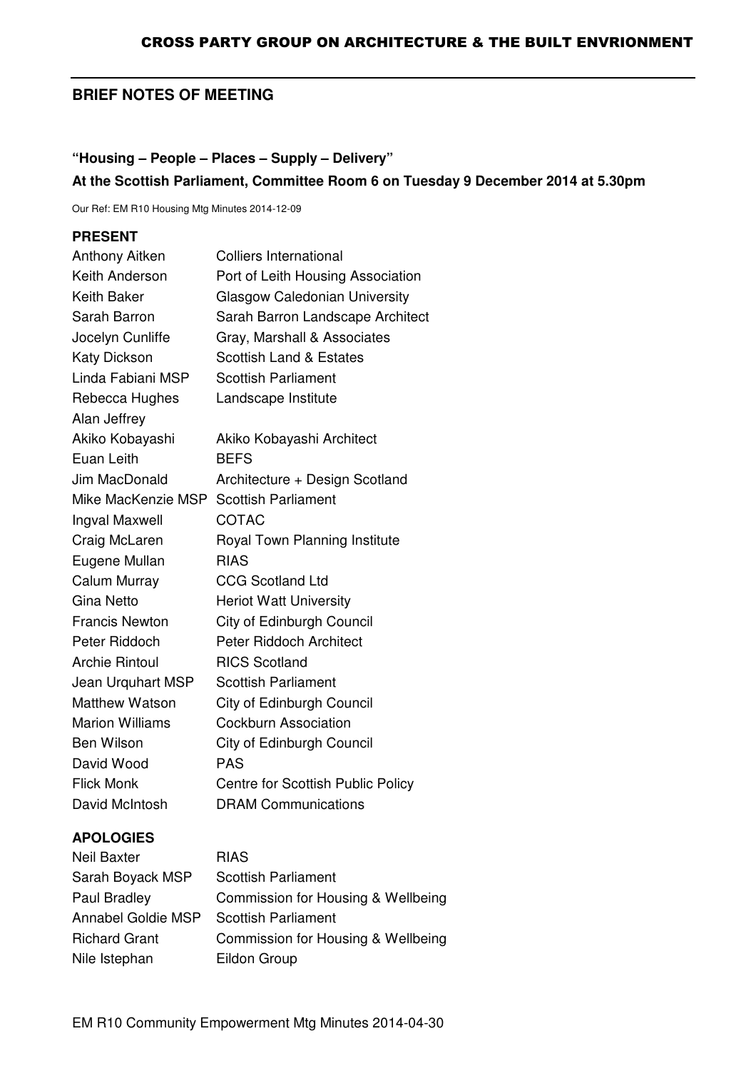# CROSS PARTY GROUP ON ARCHITECTURE & THE BUILT ENVRIONMENT

## BRIEF NOTES OF MEETING

### "Housing – People – Places – Supply – Delivery"

### At the Scottish Parliament, Committee Room 6 on Tuesday 9 December 2014 at 5.30pm

Our Ref: EM R10 Housing Mtg Minutes 2014-12-09

**PRESENT**

| | |
|---|---|
| Anthony Aitken | Colliers International |
| Keith Anderson | Port of Leith Housing Association |
| Keith Baker | Glasgow Caledonian University |
| Sarah Barron | Sarah Barron Landscape Architect |
| Jocelyn Cunliffe | Gray, Marshall & Associates |
| Katy Dickson | Scottish Land & Estates |
| Linda Fabiani MSP | Scottish Parliament |
| Rebecca Hughes | Landscape Institute |
| Alan Jeffrey | |
| Akiko Kobayashi | Akiko Kobayashi Architect |
| Euan Leith | BEFS |
| Jim MacDonald | Architecture + Design Scotland |
| Mike MacKenzie MSP | Scottish Parliament |
| Ingval Maxwell | COTAC |
| Craig McLaren | Royal Town Planning Institute |
| Eugene Mullan | RIAS |
| Calum Murray | CCG Scotland Ltd |
| Gina Netto | Heriot Watt University |
| Francis Newton | City of Edinburgh Council |
| Peter Riddoch | Peter Riddoch Architect |
| Archie Rintoul | RICS Scotland |
| Jean Urquhart MSP | Scottish Parliament |
| Matthew Watson | City of Edinburgh Council |
| Marion Williams | Cockburn Association |
| Ben Wilson | City of Edinburgh Council |
| David Wood | PAS |
| Flick Monk | Centre for Scottish Public Policy |
| David McIntosh | DRAM Communications |

**APOLOGIES**

| | |
|---|---|
| Neil Baxter | RIAS |
| Sarah Boyack MSP | Scottish Parliament |
| Paul Bradley | Commission for Housing & Wellbeing |
| Annabel Goldie MSP | Scottish Parliament |
| Richard Grant | Commission for Housing & Wellbeing |
| Nile Istephan | Eildon Group |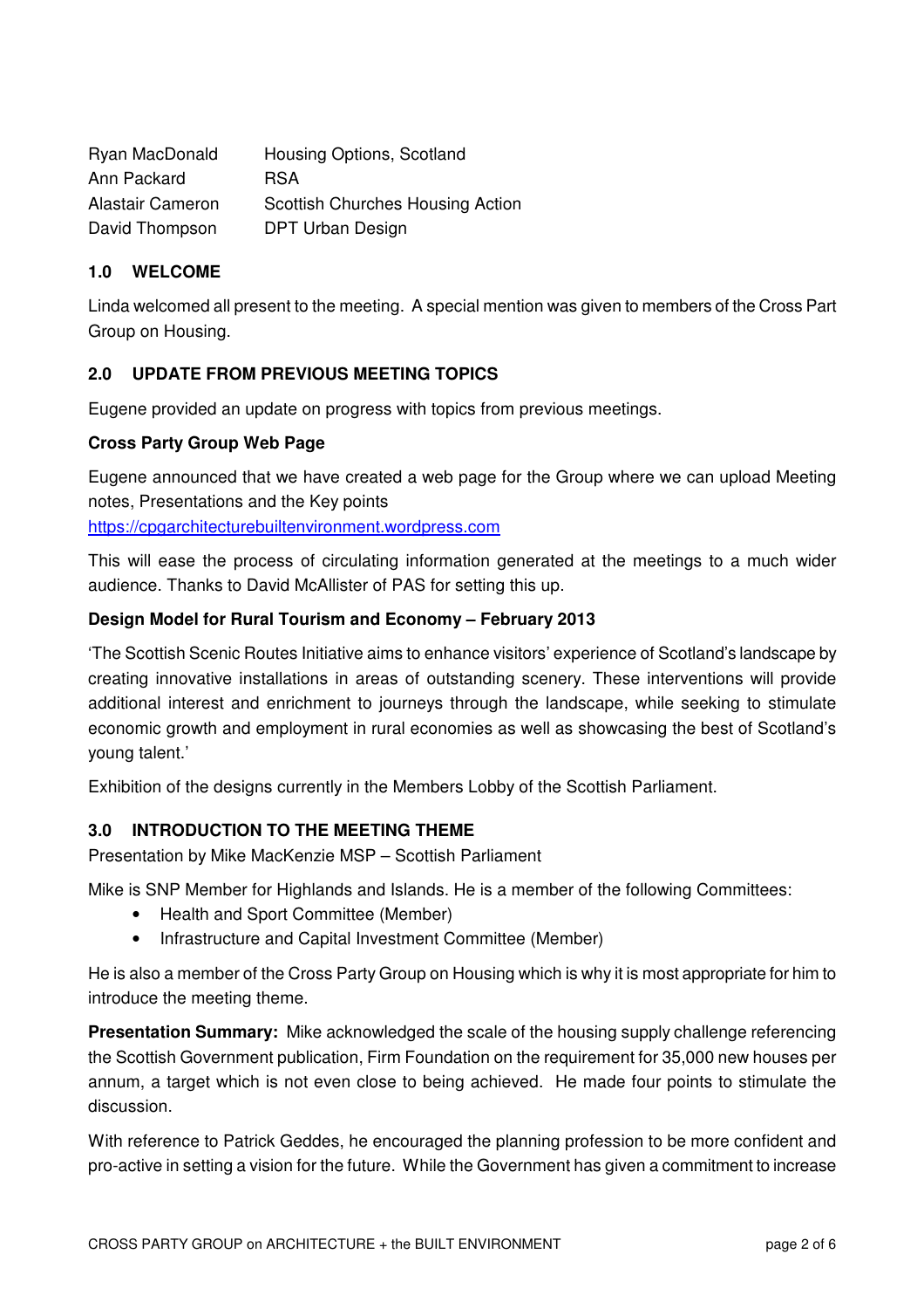| | |
|---|---|
| Ryan MacDonald | Housing Options, Scotland |
| Ann Packard | RSA |
| Alastair Cameron | Scottish Churches Housing Action |
| David Thompson | DPT Urban Design |

## 1.0 WELCOME

Linda welcomed all present to the meeting. A special mention was given to members of the Cross Part Group on Housing.

## 2.0 UPDATE FROM PREVIOUS MEETING TOPICS

Eugene provided an update on progress with topics from previous meetings.

### Cross Party Group Web Page

Eugene announced that we have created a web page for the Group where we can upload Meeting notes, Presentations and the Key points
https://cpgarchitecturebuiltenvironment.wordpress.com

This will ease the process of circulating information generated at the meetings to a much wider audience. Thanks to David McAllister of PAS for setting this up.

### Design Model for Rural Tourism and Economy – February 2013

'The Scottish Scenic Routes Initiative aims to enhance visitors' experience of Scotland's landscape by creating innovative installations in areas of outstanding scenery. These interventions will provide additional interest and enrichment to journeys through the landscape, while seeking to stimulate economic growth and employment in rural economies as well as showcasing the best of Scotland's young talent.'

Exhibition of the designs currently in the Members Lobby of the Scottish Parliament.

## 3.0 INTRODUCTION TO THE MEETING THEME

Presentation by Mike MacKenzie MSP – Scottish Parliament

Mike is SNP Member for Highlands and Islands. He is a member of the following Committees:

- Health and Sport Committee (Member)
- Infrastructure and Capital Investment Committee (Member)

He is also a member of the Cross Party Group on Housing which is why it is most appropriate for him to introduce the meeting theme.

**Presentation Summary:** Mike acknowledged the scale of the housing supply challenge referencing the Scottish Government publication, Firm Foundation on the requirement for 35,000 new houses per annum, a target which is not even close to being achieved. He made four points to stimulate the discussion.

With reference to Patrick Geddes, he encouraged the planning profession to be more confident and pro-active in setting a vision for the future. While the Government has given a commitment to increase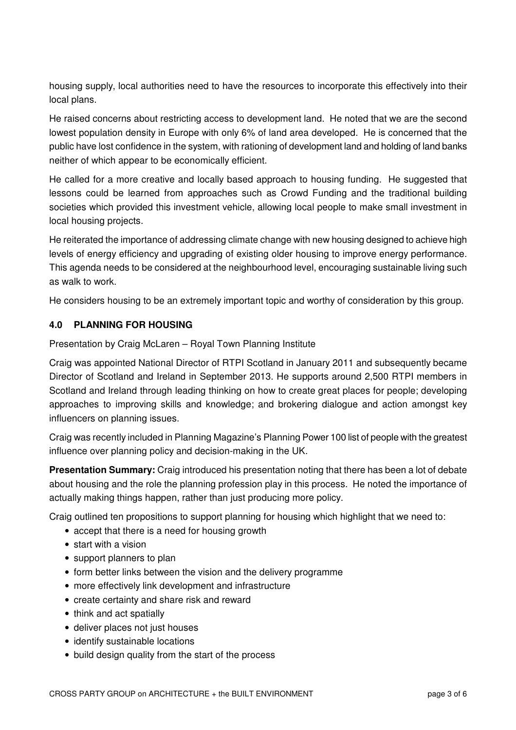housing supply, local authorities need to have the resources to incorporate this effectively into their local plans.

He raised concerns about restricting access to development land. He noted that we are the second lowest population density in Europe with only 6% of land area developed. He is concerned that the public have lost confidence in the system, with rationing of development land and holding of land banks neither of which appear to be economically efficient.

He called for a more creative and locally based approach to housing funding. He suggested that lessons could be learned from approaches such as Crowd Funding and the traditional building societies which provided this investment vehicle, allowing local people to make small investment in local housing projects.

He reiterated the importance of addressing climate change with new housing designed to achieve high levels of energy efficiency and upgrading of existing older housing to improve energy performance. This agenda needs to be considered at the neighbourhood level, encouraging sustainable living such as walk to work.

He considers housing to be an extremely important topic and worthy of consideration by this group.

## 4.0 PLANNING FOR HOUSING

Presentation by Craig McLaren – Royal Town Planning Institute

Craig was appointed National Director of RTPI Scotland in January 2011 and subsequently became Director of Scotland and Ireland in September 2013. He supports around 2,500 RTPI members in Scotland and Ireland through leading thinking on how to create great places for people; developing approaches to improving skills and knowledge; and brokering dialogue and action amongst key influencers on planning issues.

Craig was recently included in Planning Magazine's Planning Power 100 list of people with the greatest influence over planning policy and decision-making in the UK.

**Presentation Summary:** Craig introduced his presentation noting that there has been a lot of debate about housing and the role the planning profession play in this process. He noted the importance of actually making things happen, rather than just producing more policy.

Craig outlined ten propositions to support planning for housing which highlight that we need to:

- accept that there is a need for housing growth
- start with a vision
- support planners to plan
- form better links between the vision and the delivery programme
- more effectively link development and infrastructure
- create certainty and share risk and reward
- think and act spatially
- deliver places not just houses
- identify sustainable locations
- build design quality from the start of the process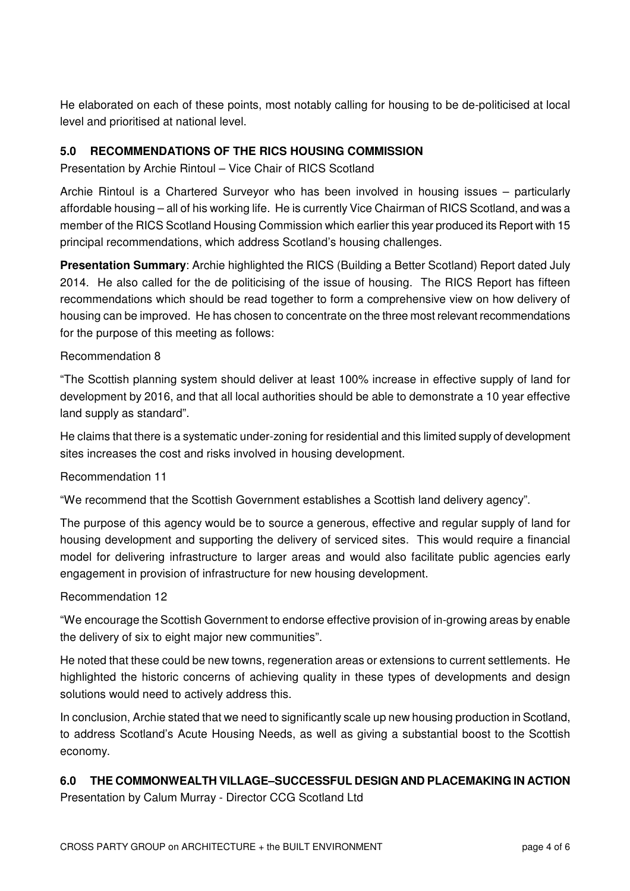He elaborated on each of these points, most notably calling for housing to be de-politicised at local level and prioritised at national level.

## 5.0 RECOMMENDATIONS OF THE RICS HOUSING COMMISSION

Presentation by Archie Rintoul – Vice Chair of RICS Scotland

Archie Rintoul is a Chartered Surveyor who has been involved in housing issues – particularly affordable housing – all of his working life. He is currently Vice Chairman of RICS Scotland, and was a member of the RICS Scotland Housing Commission which earlier this year produced its Report with 15 principal recommendations, which address Scotland's housing challenges.

**Presentation Summary**: Archie highlighted the RICS (Building a Better Scotland) Report dated July 2014. He also called for the de politicising of the issue of housing. The RICS Report has fifteen recommendations which should be read together to form a comprehensive view on how delivery of housing can be improved. He has chosen to concentrate on the three most relevant recommendations for the purpose of this meeting as follows:

Recommendation 8

"The Scottish planning system should deliver at least 100% increase in effective supply of land for development by 2016, and that all local authorities should be able to demonstrate a 10 year effective land supply as standard".

He claims that there is a systematic under-zoning for residential and this limited supply of development sites increases the cost and risks involved in housing development.

Recommendation 11

"We recommend that the Scottish Government establishes a Scottish land delivery agency".

The purpose of this agency would be to source a generous, effective and regular supply of land for housing development and supporting the delivery of serviced sites. This would require a financial model for delivering infrastructure to larger areas and would also facilitate public agencies early engagement in provision of infrastructure for new housing development.

Recommendation 12

"We encourage the Scottish Government to endorse effective provision of in-growing areas by enable the delivery of six to eight major new communities".

He noted that these could be new towns, regeneration areas or extensions to current settlements. He highlighted the historic concerns of achieving quality in these types of developments and design solutions would need to actively address this.

In conclusion, Archie stated that we need to significantly scale up new housing production in Scotland, to address Scotland's Acute Housing Needs, as well as giving a substantial boost to the Scottish economy.

## 6.0 THE COMMONWEALTH VILLAGE–SUCCESSFUL DESIGN AND PLACEMAKING IN ACTION

Presentation by Calum Murray - Director CCG Scotland Ltd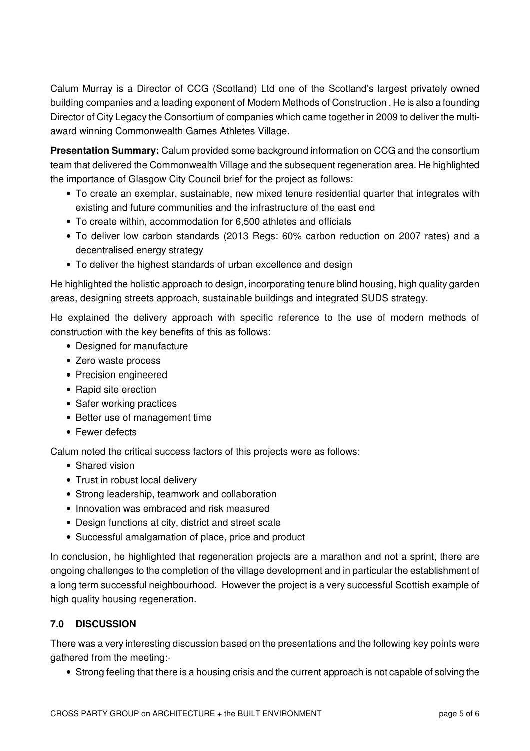Calum Murray is a Director of CCG (Scotland) Ltd one of the Scotland's largest privately owned building companies and a leading exponent of Modern Methods of Construction . He is also a founding Director of City Legacy the Consortium of companies which came together in 2009 to deliver the multi-award winning Commonwealth Games Athletes Village.

**Presentation Summary:** Calum provided some background information on CCG and the consortium team that delivered the Commonwealth Village and the subsequent regeneration area. He highlighted the importance of Glasgow City Council brief for the project as follows:

- To create an exemplar, sustainable, new mixed tenure residential quarter that integrates with existing and future communities and the infrastructure of the east end
- To create within, accommodation for 6,500 athletes and officials
- To deliver low carbon standards (2013 Regs: 60% carbon reduction on 2007 rates) and a decentralised energy strategy
- To deliver the highest standards of urban excellence and design

He highlighted the holistic approach to design, incorporating tenure blind housing, high quality garden areas, designing streets approach, sustainable buildings and integrated SUDS strategy.

He explained the delivery approach with specific reference to the use of modern methods of construction with the key benefits of this as follows:

- Designed for manufacture
- Zero waste process
- Precision engineered
- Rapid site erection
- Safer working practices
- Better use of management time
- Fewer defects

Calum noted the critical success factors of this projects were as follows:

- Shared vision
- Trust in robust local delivery
- Strong leadership, teamwork and collaboration
- Innovation was embraced and risk measured
- Design functions at city, district and street scale
- Successful amalgamation of place, price and product

In conclusion, he highlighted that regeneration projects are a marathon and not a sprint, there are ongoing challenges to the completion of the village development and in particular the establishment of a long term successful neighbourhood. However the project is a very successful Scottish example of high quality housing regeneration.

## 7.0 DISCUSSION

There was a very interesting discussion based on the presentations and the following key points were gathered from the meeting:-

- Strong feeling that there is a housing crisis and the current approach is not capable of solving the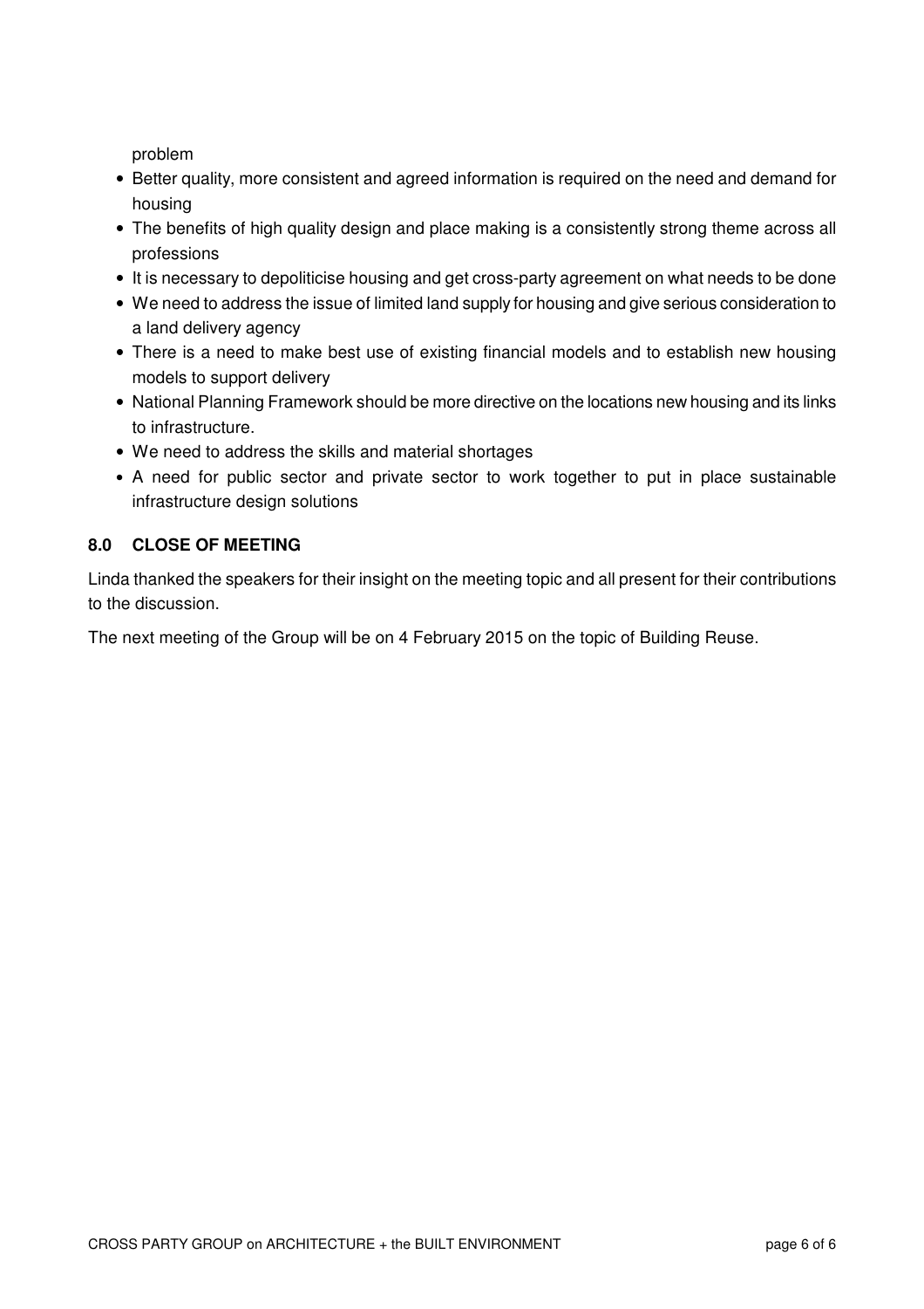problem

- Better quality, more consistent and agreed information is required on the need and demand for housing
- The benefits of high quality design and place making is a consistently strong theme across all professions
- It is necessary to depoliticise housing and get cross-party agreement on what needs to be done
- We need to address the issue of limited land supply for housing and give serious consideration to a land delivery agency
- There is a need to make best use of existing financial models and to establish new housing models to support delivery
- National Planning Framework should be more directive on the locations new housing and its links to infrastructure.
- We need to address the skills and material shortages
- A need for public sector and private sector to work together to put in place sustainable infrastructure design solutions

## 8.0 CLOSE OF MEETING

Linda thanked the speakers for their insight on the meeting topic and all present for their contributions to the discussion.

The next meeting of the Group will be on 4 February 2015 on the topic of Building Reuse.